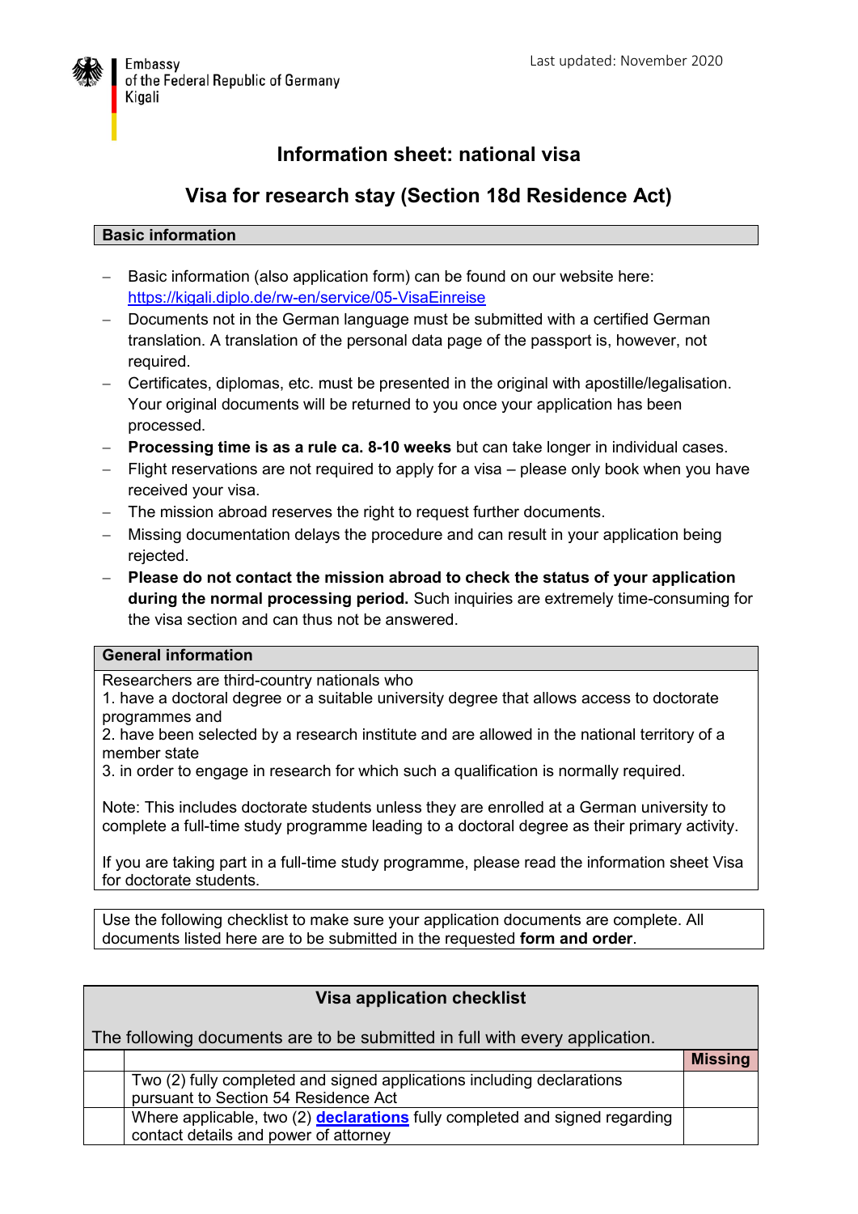Embassy
of the Federal Republic of Germany
Kigali

Last updated: November 2020

# Information sheet: national visa

## Visa for research stay (Section 18d Residence Act)

### Basic information

- Basic information (also application form) can be found on our website here: https://kigali.diplo.de/rw-en/service/05-VisaEinreise
- Documents not in the German language must be submitted with a certified German translation. A translation of the personal data page of the passport is, however, not required.
- Certificates, diplomas, etc. must be presented in the original with apostille/legalisation. Your original documents will be returned to you once your application has been processed.
- **Processing time is as a rule ca. 8-10 weeks** but can take longer in individual cases.
- Flight reservations are not required to apply for a visa – please only book when you have received your visa.
- The mission abroad reserves the right to request further documents.
- Missing documentation delays the procedure and can result in your application being rejected.
- **Please do not contact the mission abroad to check the status of your application during the normal processing period.** Such inquiries are extremely time-consuming for the visa section and can thus not be answered.

### General information

Researchers are third-country nationals who
1. have a doctoral degree or a suitable university degree that allows access to doctorate programmes and
2. have been selected by a research institute and are allowed in the national territory of a member state
3. in order to engage in research for which such a qualification is normally required.

Note: This includes doctorate students unless they are enrolled at a German university to complete a full-time study programme leading to a doctoral degree as their primary activity.

If you are taking part in a full-time study programme, please read the information sheet Visa for doctorate students.

Use the following checklist to make sure your application documents are complete. All documents listed here are to be submitted in the requested **form and order**.

### Visa application checklist

The following documents are to be submitted in full with every application.

| | | **Missing** |
|---|---|---|
| | Two (2) fully completed and signed applications including declarations pursuant to Section 54 Residence Act | |
| | Where applicable, two (2) **declarations** fully completed and signed regarding contact details and power of attorney | |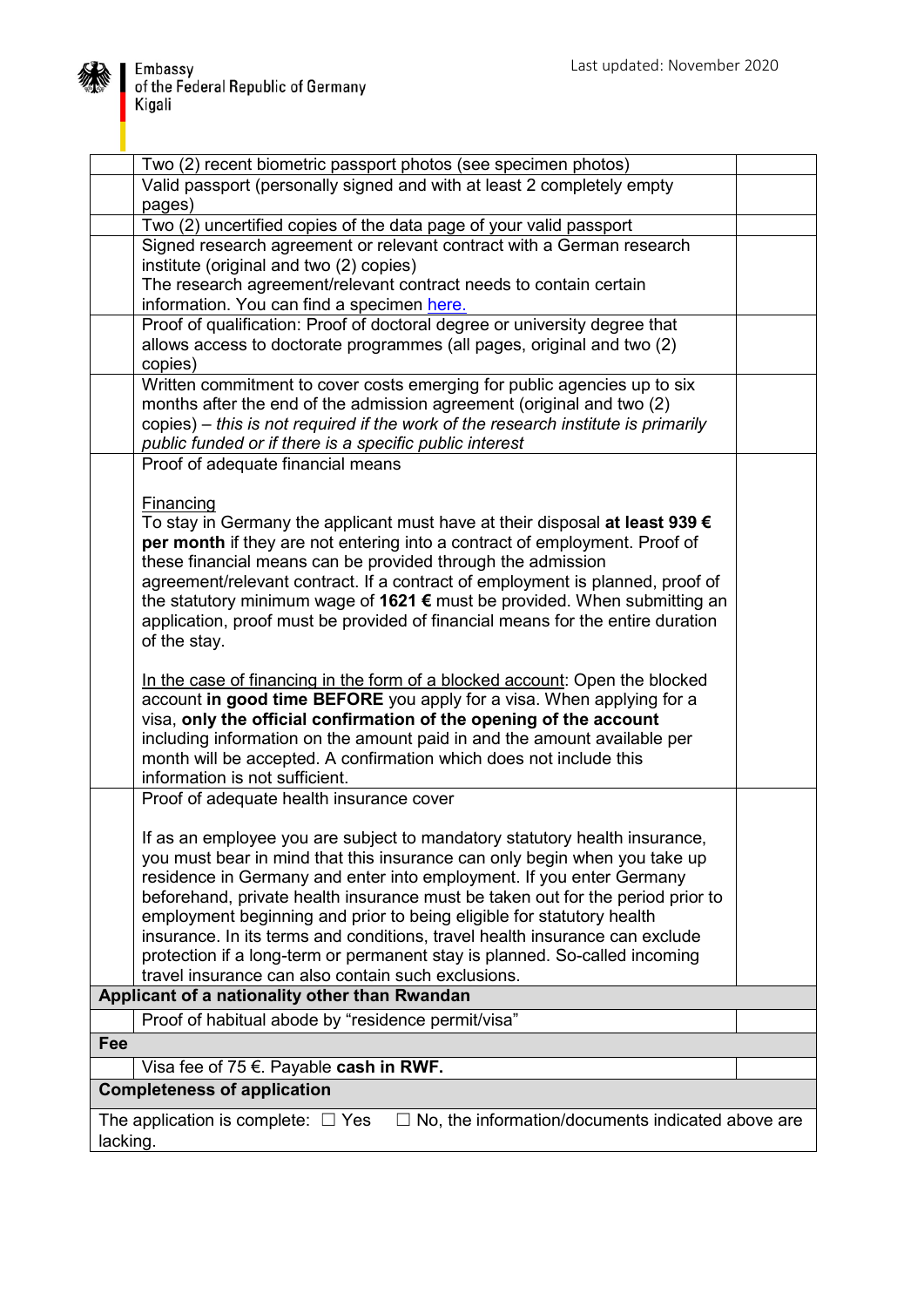| | | |
|---|---|---|
| | Two (2) recent biometric passport photos (see specimen photos) | |
| | Valid passport (personally signed and with at least 2 completely empty pages) | |
| | Two (2) uncertified copies of the data page of your valid passport | |
| | Signed research agreement or relevant contract with a German research institute (original and two (2) copies)<br>The research agreement/relevant contract needs to contain certain information. You can find a specimen here. | |
| | Proof of qualification: Proof of doctoral degree or university degree that allows access to doctorate programmes (all pages, original and two (2) copies) | |
| | Written commitment to cover costs emerging for public agencies up to six months after the end of the admission agreement (original and two (2) copies) – *this is not required if the work of the research institute is primarily public funded or if there is a specific public interest* | |
| | Proof of adequate financial means<br><br>Financing<br>To stay in Germany the applicant must have at their disposal **at least 939 € per month** if they are not entering into a contract of employment. Proof of these financial means can be provided through the admission agreement/relevant contract. If a contract of employment is planned, proof of the statutory minimum wage of **1621 €** must be provided. When submitting an application, proof must be provided of financial means for the entire duration of the stay.<br><br>In the case of financing in the form of a blocked account: Open the blocked account **in good time BEFORE** you apply for a visa. When applying for a visa, **only the official confirmation of the opening of the account** including information on the amount paid in and the amount available per month will be accepted. A confirmation which does not include this information is not sufficient. | |
| | Proof of adequate health insurance cover<br><br>If as an employee you are subject to mandatory statutory health insurance, you must bear in mind that this insurance can only begin when you take up residence in Germany and enter into employment. If you enter Germany beforehand, private health insurance must be taken out for the period prior to employment beginning and prior to being eligible for statutory health insurance. In its terms and conditions, travel health insurance can exclude protection if a long-term or permanent stay is planned. So-called incoming travel insurance can also contain such exclusions. | |
| **Applicant of a nationality other than Rwandan** | | |
| | Proof of habitual abode by "residence permit/visa" | |
| **Fee** | | |
| | Visa fee of 75 €. Payable **cash in RWF.** | |
| **Completeness of application** | | |
| The application is complete: ☐ Yes ☐ No, the information/documents indicated above are lacking. | | |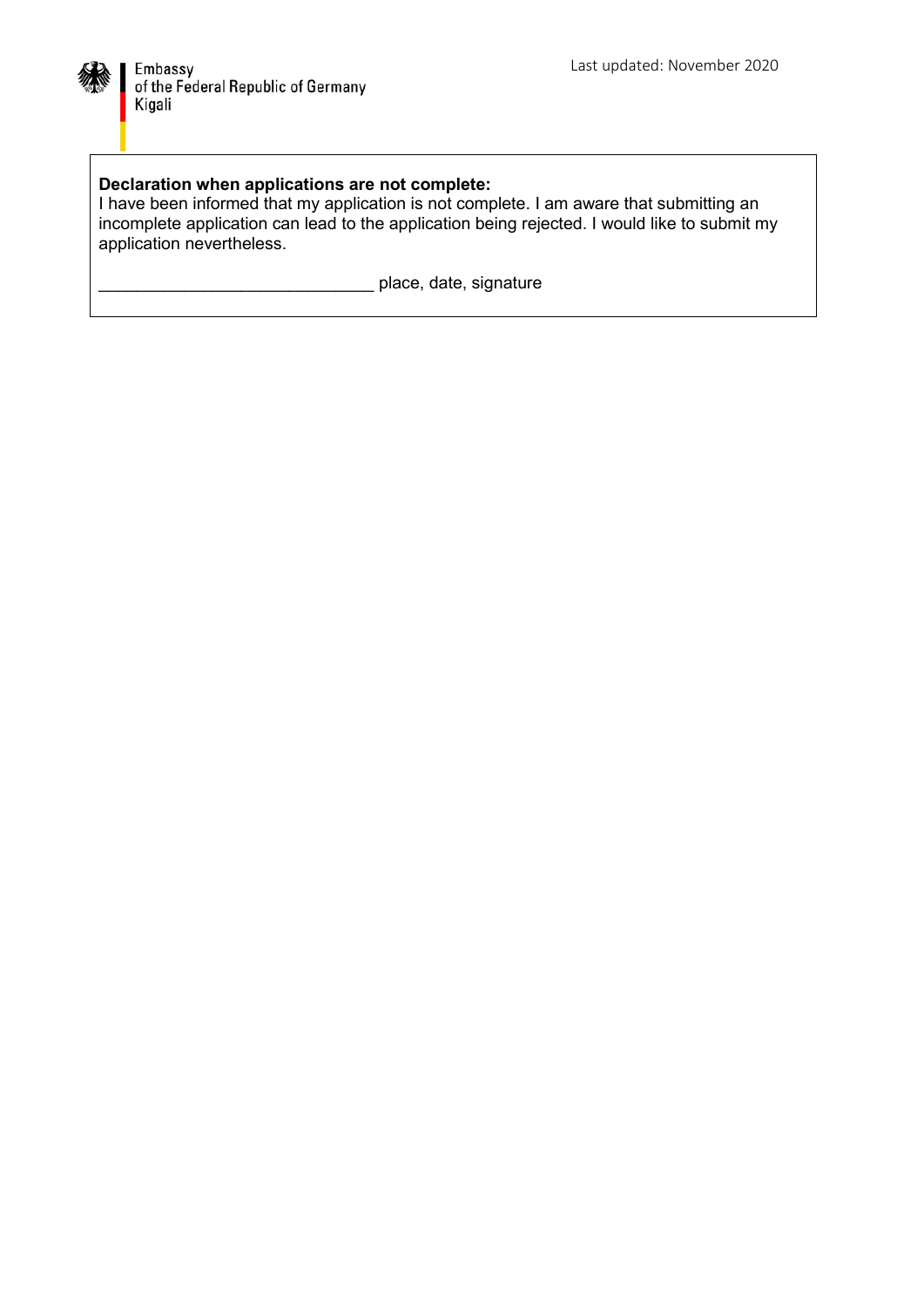**Declaration when applications are not complete:**
I have been informed that my application is not complete. I am aware that submitting an incomplete application can lead to the application being rejected. I would like to submit my application nevertheless.

_____________________________ place, date, signature